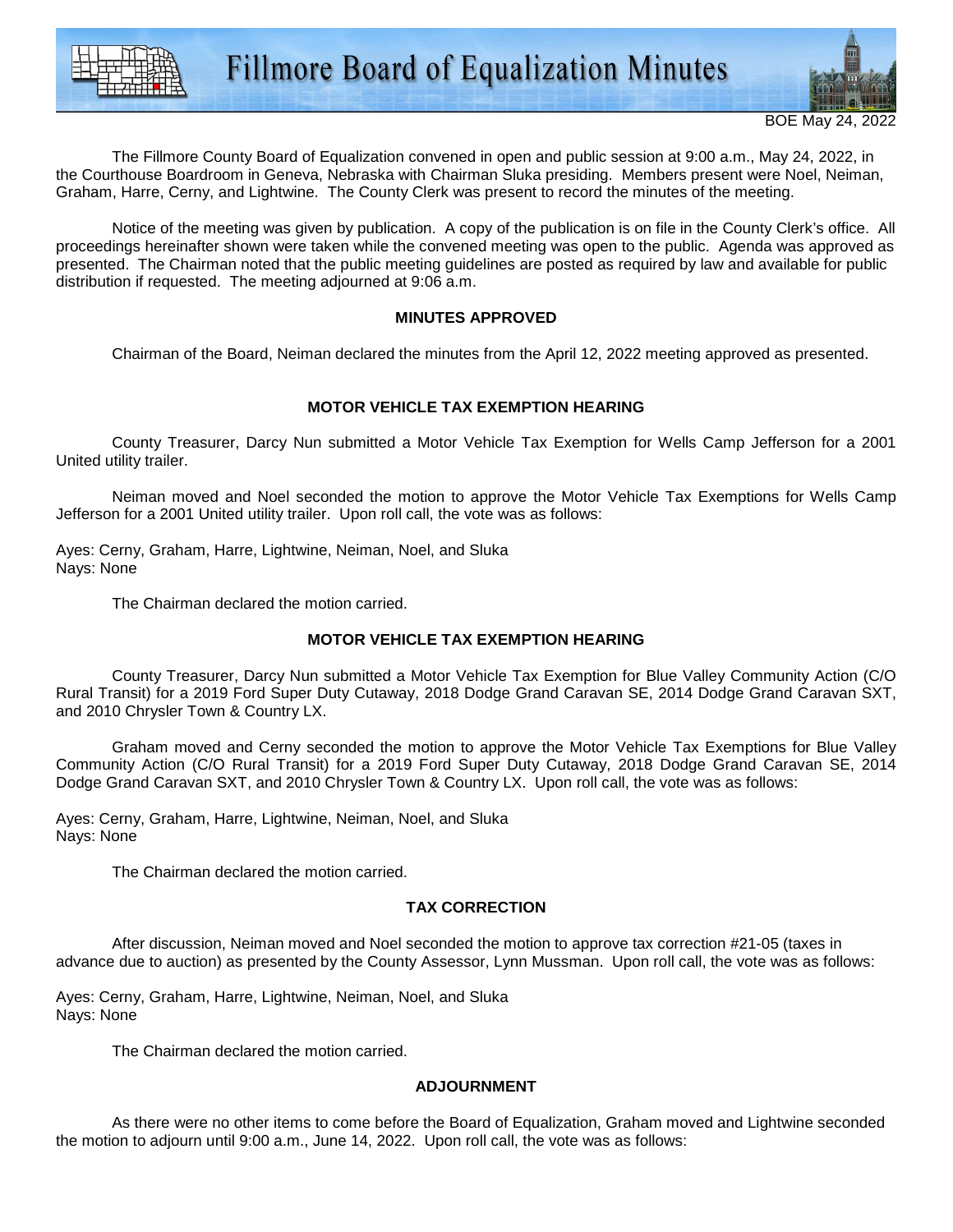# Fillmore Board of Equalization Minutes

BOE May 24, 2022

The Fillmore County Board of Equalization convened in open and public session at 9:00 a.m., May 24, 2022, in the Courthouse Boardroom in Geneva, Nebraska with Chairman Sluka presiding. Members present were Noel, Neiman, Graham, Harre, Cerny, and Lightwine. The County Clerk was present to record the minutes of the meeting.

Notice of the meeting was given by publication. A copy of the publication is on file in the County Clerk's office. All proceedings hereinafter shown were taken while the convened meeting was open to the public. Agenda was approved as presented. The Chairman noted that the public meeting guidelines are posted as required by law and available for public distribution if requested. The meeting adjourned at 9:06 a.m.

### MINUTES APPROVED

Chairman of the Board, Neiman declared the minutes from the April 12, 2022 meeting approved as presented.

### MOTOR VEHICLE TAX EXEMPTION HEARING

County Treasurer, Darcy Nun submitted a Motor Vehicle Tax Exemption for Wells Camp Jefferson for a 2001 United utility trailer.

Neiman moved and Noel seconded the motion to approve the Motor Vehicle Tax Exemptions for Wells Camp Jefferson for a 2001 United utility trailer. Upon roll call, the vote was as follows:

Ayes: Cerny, Graham, Harre, Lightwine, Neiman, Noel, and Sluka
Nays: None

The Chairman declared the motion carried.

### MOTOR VEHICLE TAX EXEMPTION HEARING

County Treasurer, Darcy Nun submitted a Motor Vehicle Tax Exemption for Blue Valley Community Action (C/O Rural Transit) for a 2019 Ford Super Duty Cutaway, 2018 Dodge Grand Caravan SE, 2014 Dodge Grand Caravan SXT, and 2010 Chrysler Town & Country LX.

Graham moved and Cerny seconded the motion to approve the Motor Vehicle Tax Exemptions for Blue Valley Community Action (C/O Rural Transit) for a 2019 Ford Super Duty Cutaway, 2018 Dodge Grand Caravan SE, 2014 Dodge Grand Caravan SXT, and 2010 Chrysler Town & Country LX. Upon roll call, the vote was as follows:

Ayes: Cerny, Graham, Harre, Lightwine, Neiman, Noel, and Sluka
Nays: None

The Chairman declared the motion carried.

### TAX CORRECTION

After discussion, Neiman moved and Noel seconded the motion to approve tax correction #21-05 (taxes in advance due to auction) as presented by the County Assessor, Lynn Mussman. Upon roll call, the vote was as follows:

Ayes: Cerny, Graham, Harre, Lightwine, Neiman, Noel, and Sluka
Nays: None

The Chairman declared the motion carried.

### ADJOURNMENT

As there were no other items to come before the Board of Equalization, Graham moved and Lightwine seconded the motion to adjourn until 9:00 a.m., June 14, 2022. Upon roll call, the vote was as follows: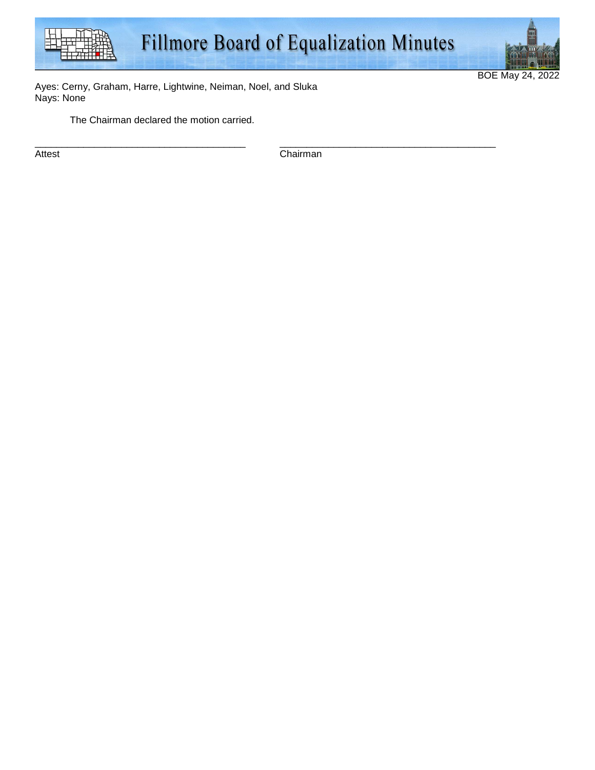Ayes: Cerny, Graham, Harre, Lightwine, Neiman, Noel, and Sluka
Nays: None

The Chairman declared the motion carried.

\_\_\_\_\_\_\_\_\_\_\_\_\_\_\_\_\_\_\_\_\_\_\_\_\_\_\_\_\_\_\_\_\_\_\_\_\_\_\_\_ \_\_\_\_\_\_\_\_\_\_\_\_\_\_\_\_\_\_\_\_\_\_\_\_\_\_\_\_\_\_\_\_\_\_\_\_\_\_\_\_

Attest Chairman